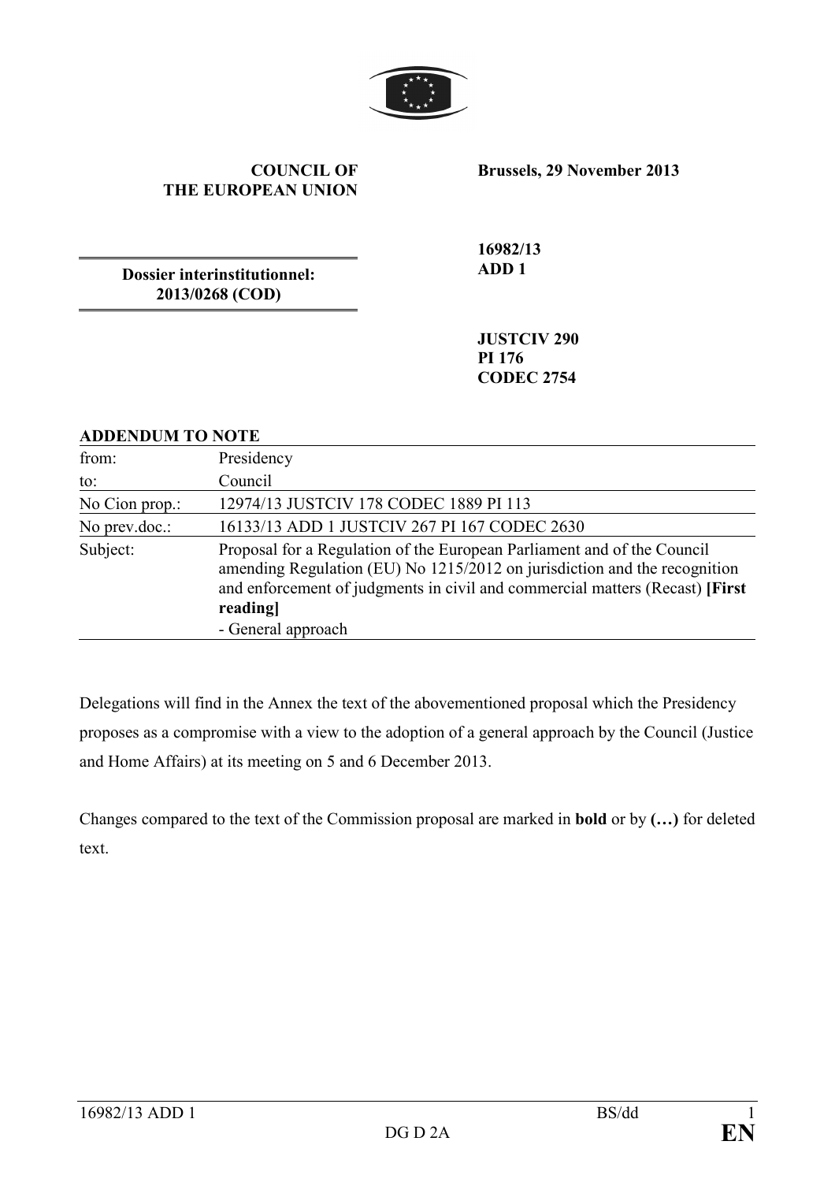**COUNCIL OF THE EUROPEAN UNION**

**Brussels, 29 November 2013**

**Dossier interinstitutionnel: 2013/0268 (COD)**

**16982/13**
**ADD 1**

**JUSTCIV 290**
**PI 176**
**CODEC 2754**

**ADDENDUM TO NOTE**

| | |
|---|---|
| from: | Presidency |
| to: | Council |
| No Cion prop.: | 12974/13 JUSTCIV 178 CODEC 1889 PI 113 |
| No prev.doc.: | 16133/13 ADD 1 JUSTCIV 267 PI 167 CODEC 2630 |
| Subject: | Proposal for a Regulation of the European Parliament and of the Council amending Regulation (EU) No 1215/2012 on jurisdiction and the recognition and enforcement of judgments in civil and commercial matters (Recast) **[First reading]**<br>- General approach |

Delegations will find in the Annex the text of the abovementioned proposal which the Presidency proposes as a compromise with a view to the adoption of a general approach by the Council (Justice and Home Affairs) at its meeting on 5 and 6 December 2013.

Changes compared to the text of the Commission proposal are marked in **bold** or by **(…)** for deleted text.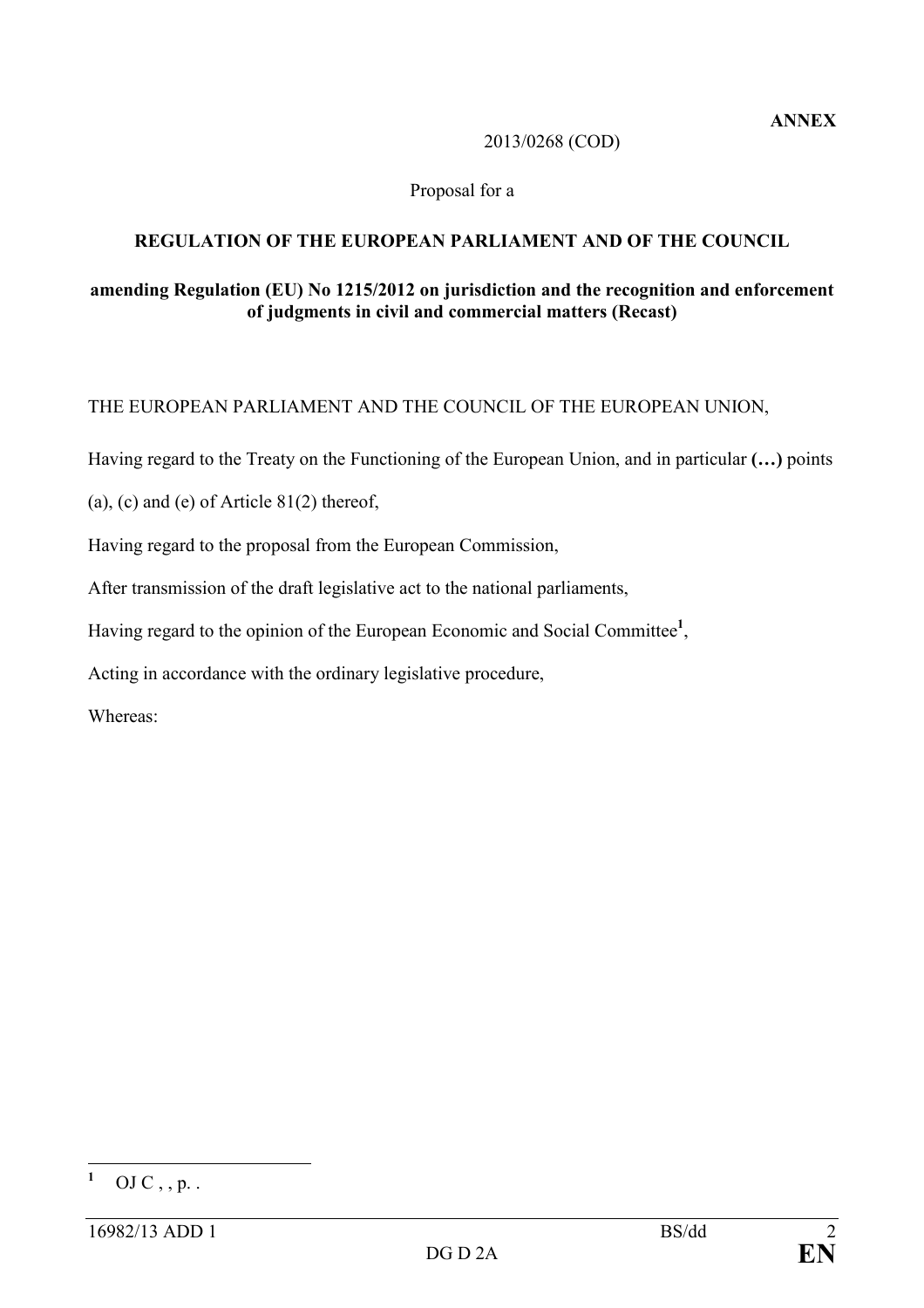**ANNEX**

2013/0268 (COD)

Proposal for a

**REGULATION OF THE EUROPEAN PARLIAMENT AND OF THE COUNCIL**

**amending Regulation (EU) No 1215/2012 on jurisdiction and the recognition and enforcement of judgments in civil and commercial matters (Recast)**

THE EUROPEAN PARLIAMENT AND THE COUNCIL OF THE EUROPEAN UNION,

Having regard to the Treaty on the Functioning of the European Union, and in particular **(…)** points (a), (c) and (e) of Article 81(2) thereof,

Having regard to the proposal from the European Commission,

After transmission of the draft legislative act to the national parliaments,

Having regard to the opinion of the European Economic and Social Committee[1],

Acting in accordance with the ordinary legislative procedure,

Whereas:

---

[1] OJ C , , p. .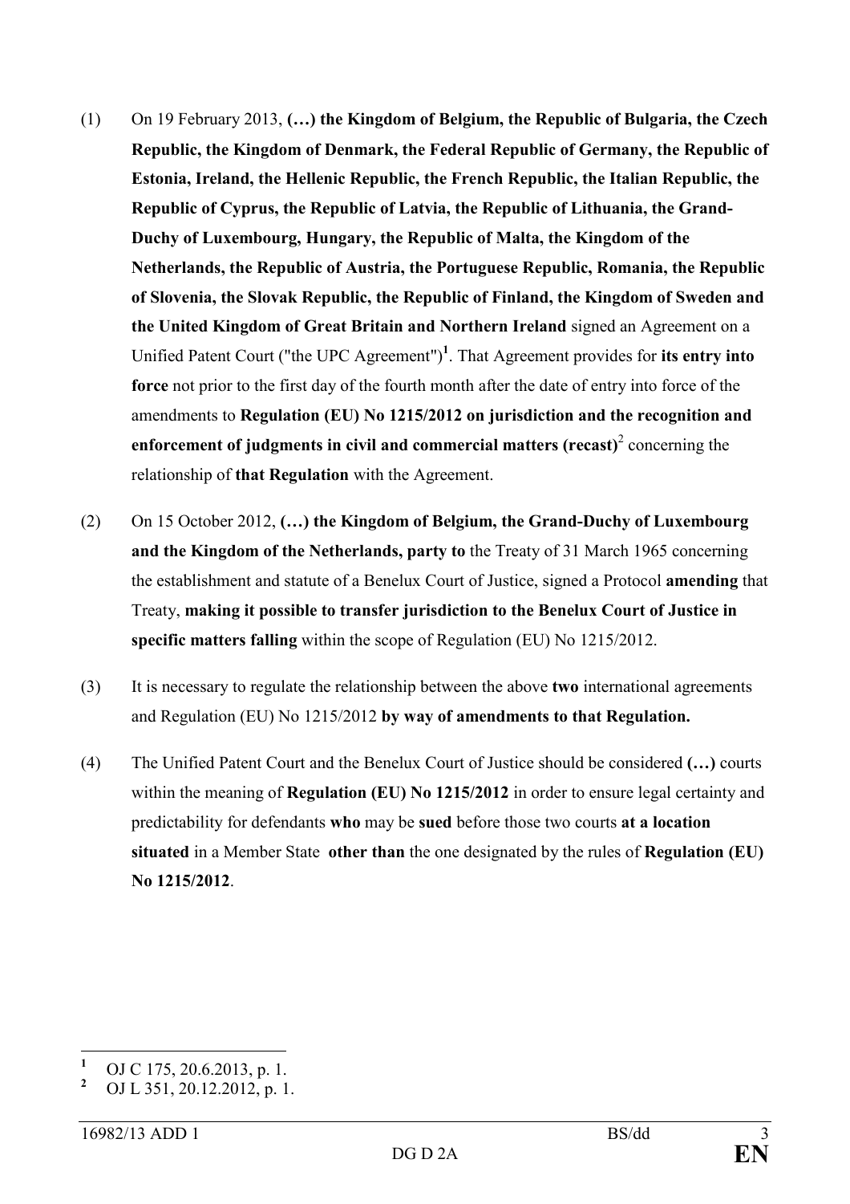(1) On 19 February 2013, **(…) the Kingdom of Belgium, the Republic of Bulgaria, the Czech Republic, the Kingdom of Denmark, the Federal Republic of Germany, the Republic of Estonia, Ireland, the Hellenic Republic, the French Republic, the Italian Republic, the Republic of Cyprus, the Republic of Latvia, the Republic of Lithuania, the Grand-Duchy of Luxembourg, Hungary, the Republic of Malta, the Kingdom of the Netherlands, the Republic of Austria, the Portuguese Republic, Romania, the Republic of Slovenia, the Slovak Republic, the Republic of Finland, the Kingdom of Sweden and the United Kingdom of Great Britain and Northern Ireland** signed an Agreement on a Unified Patent Court ("the UPC Agreement")[1]. That Agreement provides for **its entry into force** not prior to the first day of the fourth month after the date of entry into force of the amendments to **Regulation (EU) No 1215/2012 on jurisdiction and the recognition and enforcement of judgments in civil and commercial matters (recast)**[2] concerning the relationship of **that Regulation** with the Agreement.

(2) On 15 October 2012, **(…) the Kingdom of Belgium, the Grand-Duchy of Luxembourg and the Kingdom of the Netherlands, party to** the Treaty of 31 March 1965 concerning the establishment and statute of a Benelux Court of Justice, signed a Protocol **amending** that Treaty, **making it possible to transfer jurisdiction to the Benelux Court of Justice in specific matters falling** within the scope of Regulation (EU) No 1215/2012.

(3) It is necessary to regulate the relationship between the above **two** international agreements and Regulation (EU) No 1215/2012 **by way of amendments to that Regulation.**

(4) The Unified Patent Court and the Benelux Court of Justice should be considered **(…)** courts within the meaning of **Regulation (EU) No 1215/2012** in order to ensure legal certainty and predictability for defendants **who** may be **sued** before those two courts **at a location situated** in a Member State **other than** the one designated by the rules of **Regulation (EU) No 1215/2012**.

---

[1] OJ C 175, 20.6.2013, p. 1.

[2] OJ L 351, 20.12.2012, p. 1.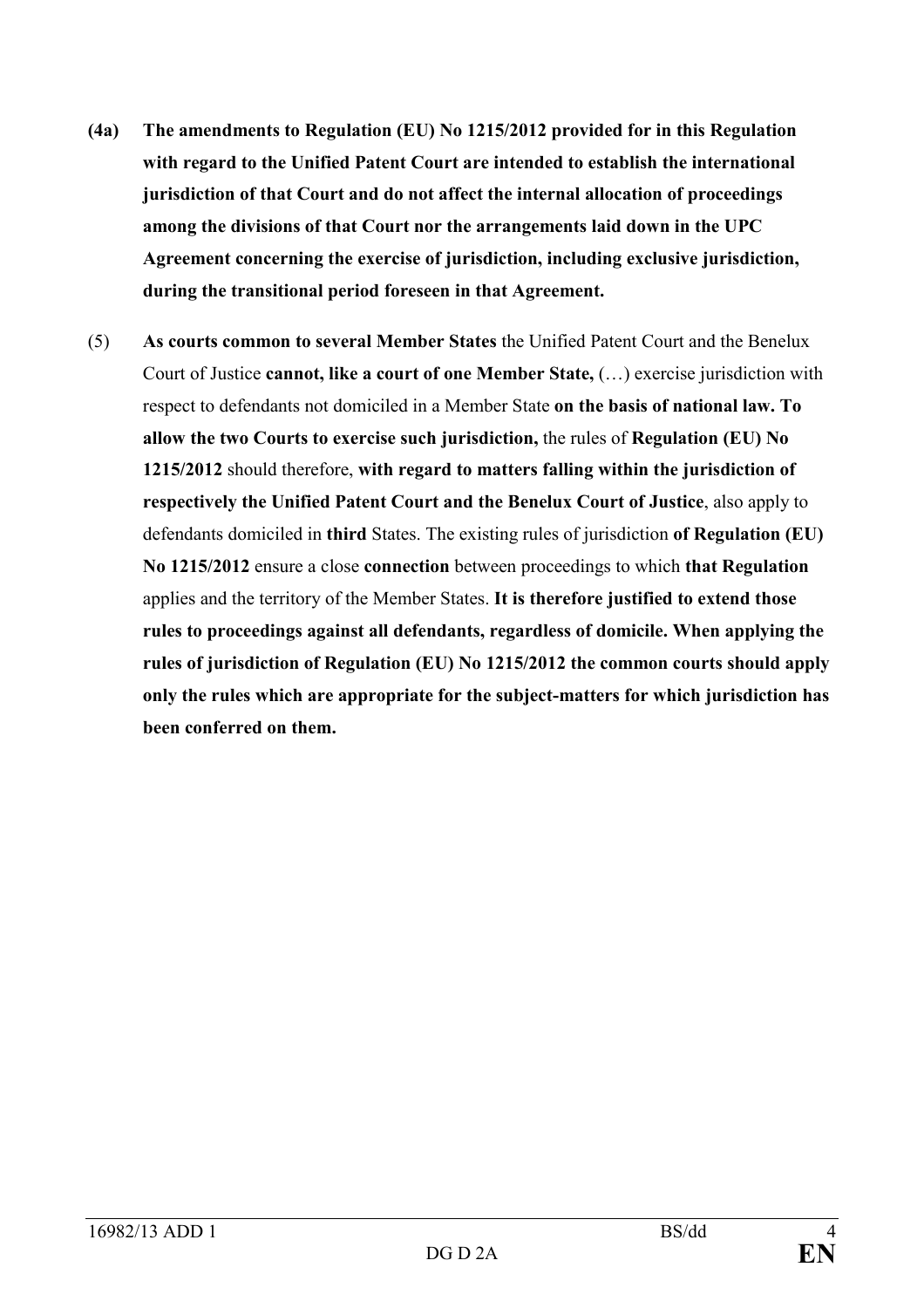**(4a)** **The amendments to Regulation (EU) No 1215/2012 provided for in this Regulation with regard to the Unified Patent Court are intended to establish the international jurisdiction of that Court and do not affect the internal allocation of proceedings among the divisions of that Court nor the arrangements laid down in the UPC Agreement concerning the exercise of jurisdiction, including exclusive jurisdiction, during the transitional period foreseen in that Agreement.**

(5) **As courts common to several Member States** the Unified Patent Court and the Benelux Court of Justice **cannot, like a court of one Member State,** (…) exercise jurisdiction with respect to defendants not domiciled in a Member State **on the basis of national law. To allow the two Courts to exercise such jurisdiction,** the rules of **Regulation (EU) No 1215/2012** should therefore, **with regard to matters falling within the jurisdiction of respectively the Unified Patent Court and the Benelux Court of Justice**, also apply to defendants domiciled in **third** States. The existing rules of jurisdiction **of Regulation (EU) No 1215/2012** ensure a close **connection** between proceedings to which **that Regulation** applies and the territory of the Member States. **It is therefore justified to extend those rules to proceedings against all defendants, regardless of domicile. When applying the rules of jurisdiction of Regulation (EU) No 1215/2012 the common courts should apply only the rules which are appropriate for the subject-matters for which jurisdiction has been conferred on them.**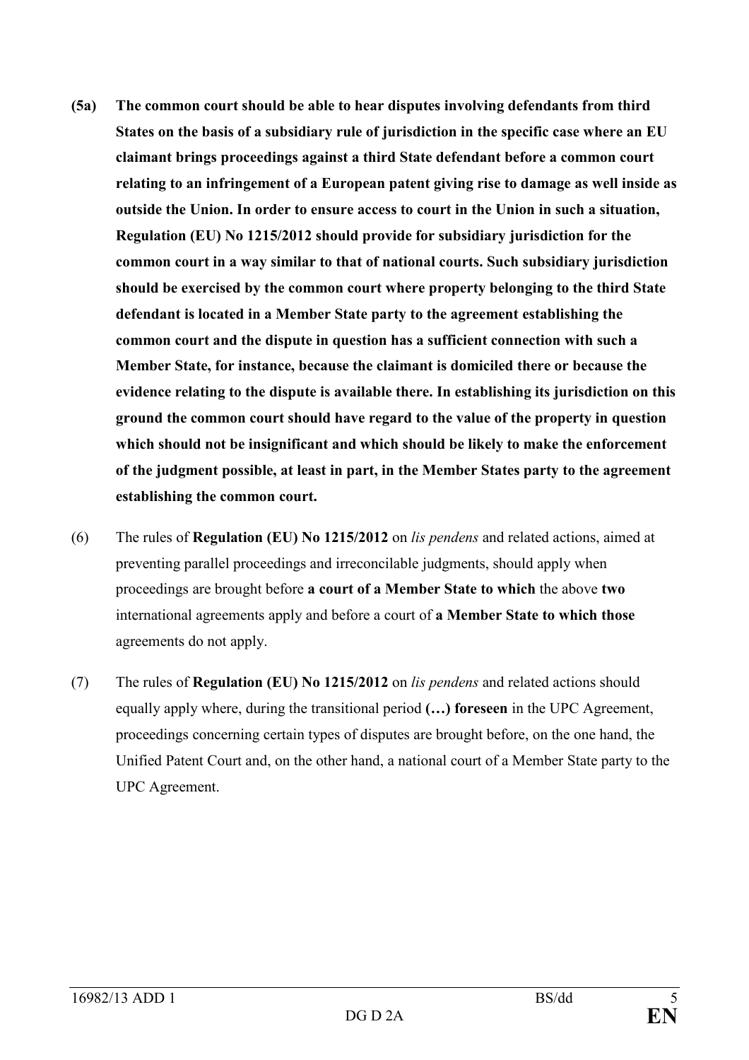**(5a) The common court should be able to hear disputes involving defendants from third States on the basis of a subsidiary rule of jurisdiction in the specific case where an EU claimant brings proceedings against a third State defendant before a common court relating to an infringement of a European patent giving rise to damage as well inside as outside the Union. In order to ensure access to court in the Union in such a situation, Regulation (EU) No 1215/2012 should provide for subsidiary jurisdiction for the common court in a way similar to that of national courts. Such subsidiary jurisdiction should be exercised by the common court where property belonging to the third State defendant is located in a Member State party to the agreement establishing the common court and the dispute in question has a sufficient connection with such a Member State, for instance, because the claimant is domiciled there or because the evidence relating to the dispute is available there. In establishing its jurisdiction on this ground the common court should have regard to the value of the property in question which should not be insignificant and which should be likely to make the enforcement of the judgment possible, at least in part, in the Member States party to the agreement establishing the common court.**

(6) The rules of **Regulation (EU) No 1215/2012** on *lis pendens* and related actions, aimed at preventing parallel proceedings and irreconcilable judgments, should apply when proceedings are brought before **a court of a Member State to which** the above **two** international agreements apply and before a court of **a Member State to which those** agreements do not apply.

(7) The rules of **Regulation (EU) No 1215/2012** on *lis pendens* and related actions should equally apply where, during the transitional period **(…) foreseen** in the UPC Agreement, proceedings concerning certain types of disputes are brought before, on the one hand, the Unified Patent Court and, on the other hand, a national court of a Member State party to the UPC Agreement.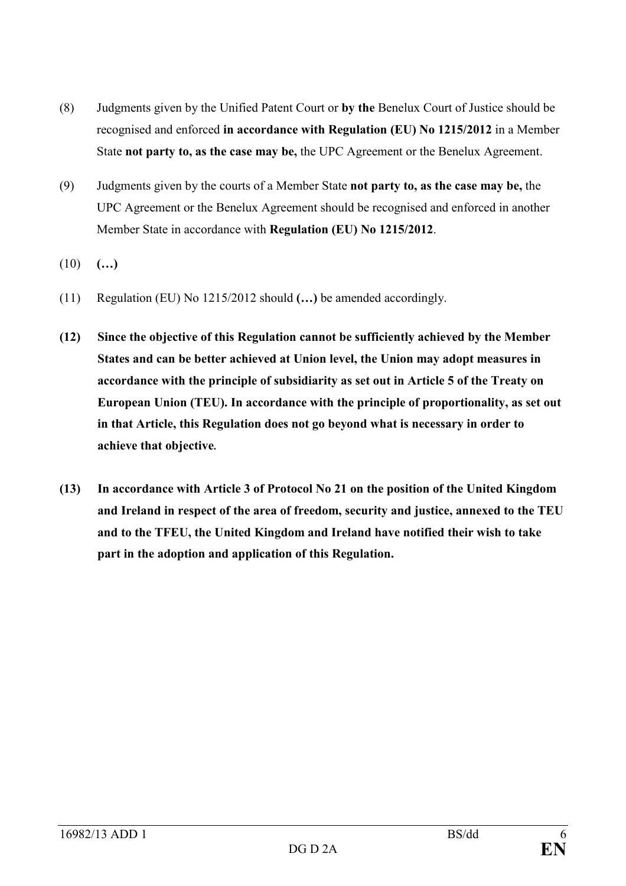(8) Judgments given by the Unified Patent Court or **by the** Benelux Court of Justice should be recognised and enforced **in accordance with Regulation (EU) No 1215/2012** in a Member State **not party to, as the case may be,** the UPC Agreement or the Benelux Agreement.

(9) Judgments given by the courts of a Member State **not party to, as the case may be,** the UPC Agreement or the Benelux Agreement should be recognised and enforced in another Member State in accordance with **Regulation (EU) No 1215/2012**.

(10) **(…)**

(11) Regulation (EU) No 1215/2012 should **(…)** be amended accordingly.

**(12) Since the objective of this Regulation cannot be sufficiently achieved by the Member States and can be better achieved at Union level, the Union may adopt measures in accordance with the principle of subsidiarity as set out in Article 5 of the Treaty on European Union (TEU). In accordance with the principle of proportionality, as set out in that Article, this Regulation does not go beyond what is necessary in order to achieve that objective.**

**(13) In accordance with Article 3 of Protocol No 21 on the position of the United Kingdom and Ireland in respect of the area of freedom, security and justice, annexed to the TEU and to the TFEU, the United Kingdom and Ireland have notified their wish to take part in the adoption and application of this Regulation.**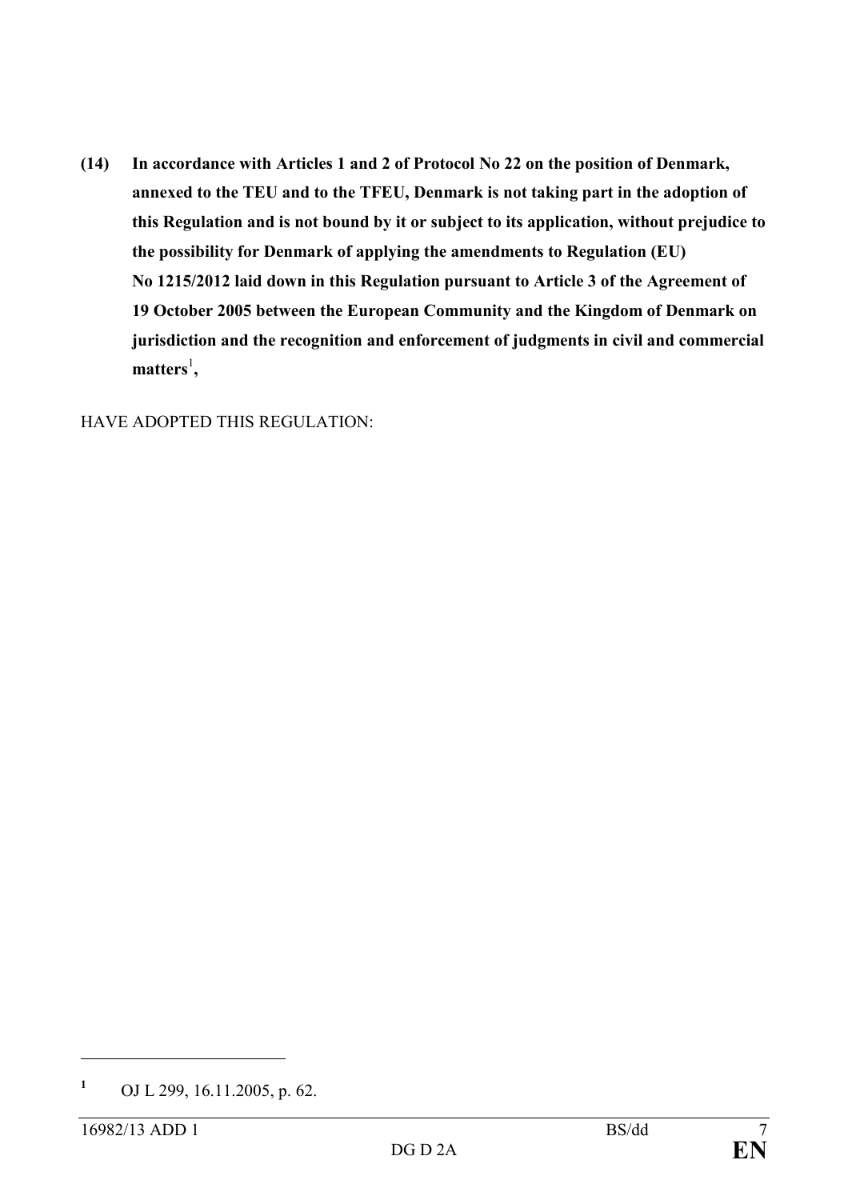**(14) In accordance with Articles 1 and 2 of Protocol No 22 on the position of Denmark, annexed to the TEU and to the TFEU, Denmark is not taking part in the adoption of this Regulation and is not bound by it or subject to its application, without prejudice to the possibility for Denmark of applying the amendments to Regulation (EU) No 1215/2012 laid down in this Regulation pursuant to Article 3 of the Agreement of 19 October 2005 between the European Community and the Kingdom of Denmark on jurisdiction and the recognition and enforcement of judgments in civil and commercial matters**[1]**,**

HAVE ADOPTED THIS REGULATION:

---

[1] OJ L 299, 16.11.2005, p. 62.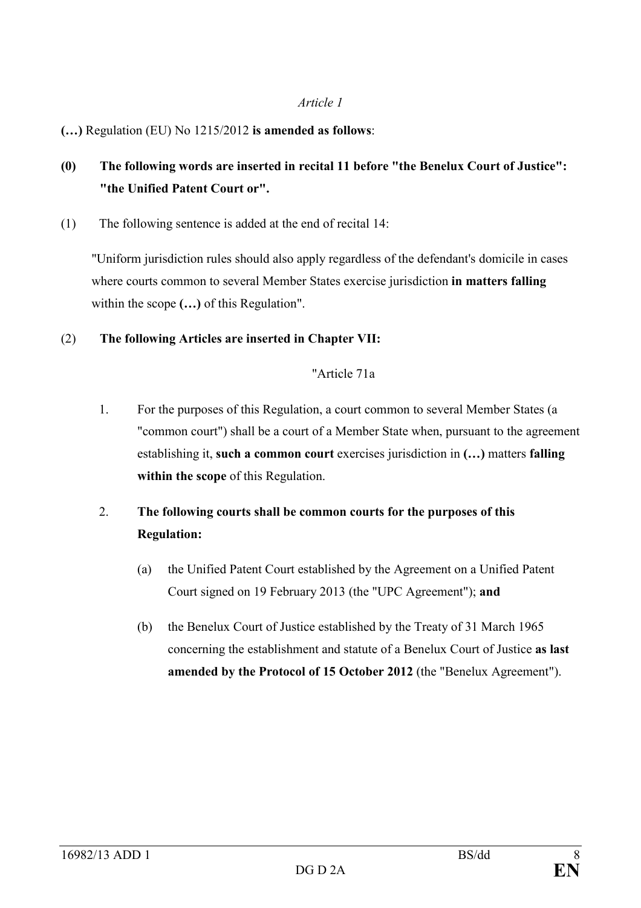*Article 1*

**(…)** Regulation (EU) No 1215/2012 **is amended as follows**:

**(0) The following words are inserted in recital 11 before "the Benelux Court of Justice": "the Unified Patent Court or".**

(1) The following sentence is added at the end of recital 14:

"Uniform jurisdiction rules should also apply regardless of the defendant's domicile in cases where courts common to several Member States exercise jurisdiction **in matters falling** within the scope **(…)** of this Regulation".

(2) **The following Articles are inserted in Chapter VII:**

"Article 71a

1. For the purposes of this Regulation, a court common to several Member States (a "common court") shall be a court of a Member State when, pursuant to the agreement establishing it, **such a common court** exercises jurisdiction in **(…)** matters **falling within the scope** of this Regulation.

2. **The following courts shall be common courts for the purposes of this Regulation:**

   (a) the Unified Patent Court established by the Agreement on a Unified Patent Court signed on 19 February 2013 (the "UPC Agreement"); **and**

   (b) the Benelux Court of Justice established by the Treaty of 31 March 1965 concerning the establishment and statute of a Benelux Court of Justice **as last amended by the Protocol of 15 October 2012** (the "Benelux Agreement").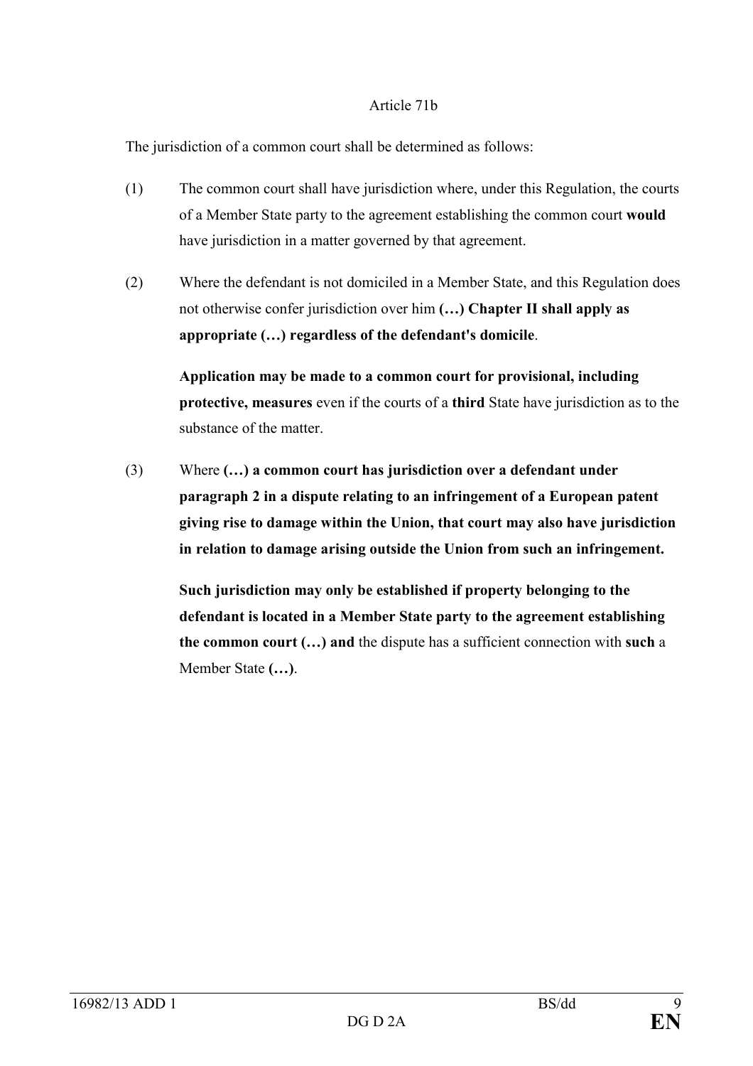Article 71b

The jurisdiction of a common court shall be determined as follows:

(1) The common court shall have jurisdiction where, under this Regulation, the courts of a Member State party to the agreement establishing the common court **would** have jurisdiction in a matter governed by that agreement.

(2) Where the defendant is not domiciled in a Member State, and this Regulation does not otherwise confer jurisdiction over him **(…) Chapter II shall apply as appropriate (…) regardless of the defendant's domicile**.

**Application may be made to a common court for provisional, including protective, measures** even if the courts of a **third** State have jurisdiction as to the substance of the matter.

(3) Where **(…) a common court has jurisdiction over a defendant under paragraph 2 in a dispute relating to an infringement of a European patent giving rise to damage within the Union, that court may also have jurisdiction in relation to damage arising outside the Union from such an infringement.**

**Such jurisdiction may only be established if property belonging to the defendant is located in a Member State party to the agreement establishing the common court (…) and** the dispute has a sufficient connection with **such** a Member State **(…)**.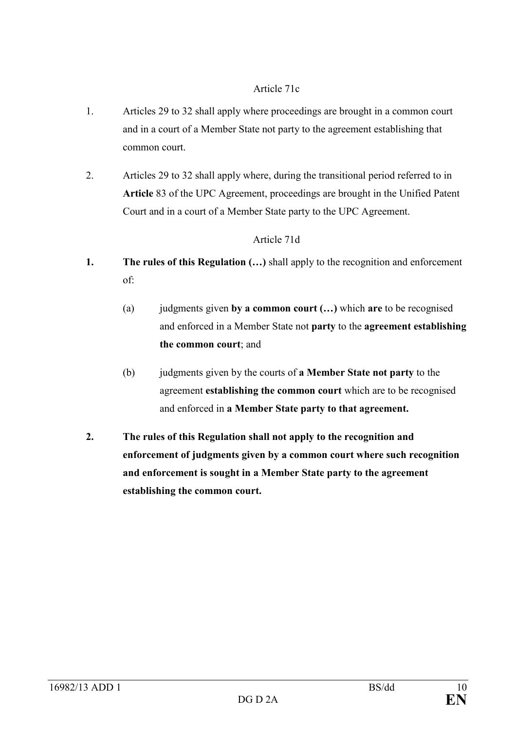Article 71c

1. Articles 29 to 32 shall apply where proceedings are brought in a common court and in a court of a Member State not party to the agreement establishing that common court.

2. Articles 29 to 32 shall apply where, during the transitional period referred to in **Article** 83 of the UPC Agreement, proceedings are brought in the Unified Patent Court and in a court of a Member State party to the UPC Agreement.

Article 71d

**1. The rules of this Regulation (…)** shall apply to the recognition and enforcement of:

(a) judgments given **by a common court (…)** which **are** to be recognised and enforced in a Member State not **party** to the **agreement establishing the common court**; and

(b) judgments given by the courts of **a Member State not party** to the agreement **establishing the common court** which are to be recognised and enforced in **a Member State party to that agreement.**

**2. The rules of this Regulation shall not apply to the recognition and enforcement of judgments given by a common court where such recognition and enforcement is sought in a Member State party to the agreement establishing the common court.**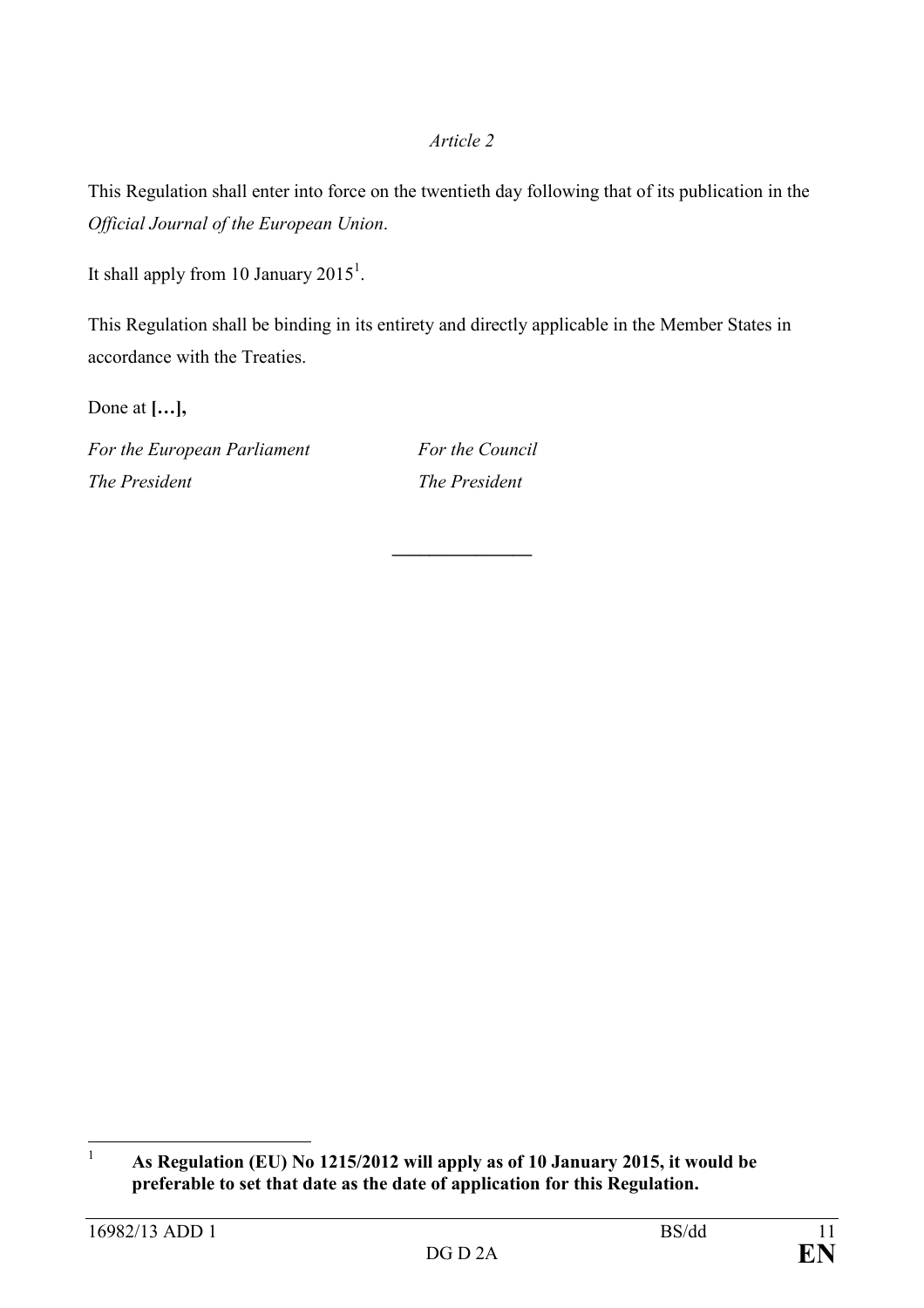*Article 2*

This Regulation shall enter into force on the twentieth day following that of its publication in the *Official Journal of the European Union*.

It shall apply from 10 January 2015[1].

This Regulation shall be binding in its entirety and directly applicable in the Member States in accordance with the Treaties.

Done at **[…],**

| | |
|---|---|
| *For the European Parliament* | *For the Council* |
| *The President* | *The President* |

---

[1] **As Regulation (EU) No 1215/2012 will apply as of 10 January 2015, it would be preferable to set that date as the date of application for this Regulation.**